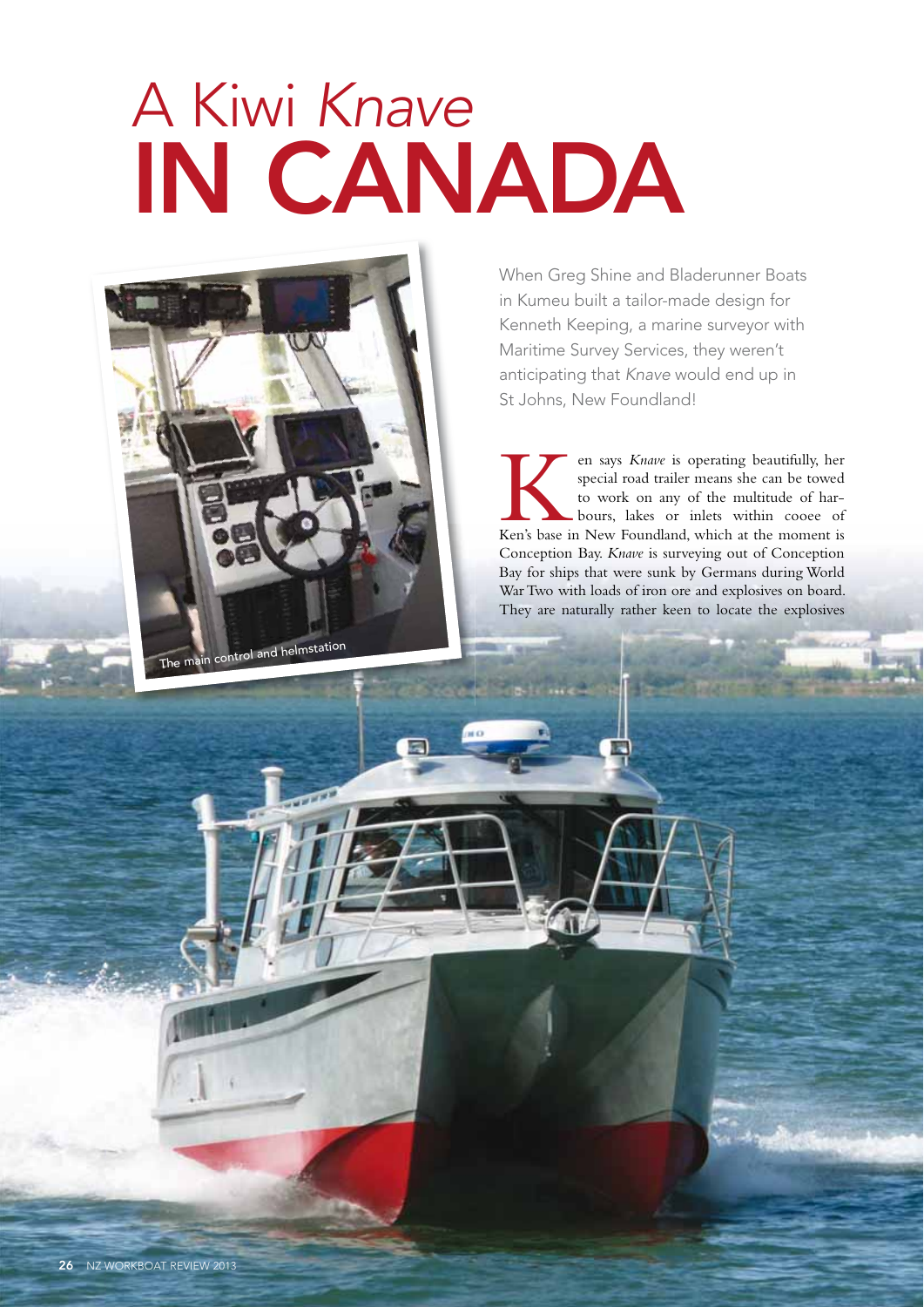# A Kiwi *Knave* IN CANADA

The main control and helmstation

When Greg Shine and Bladerunner Boats in Kumeu built a tailor-made design for Kenneth Keeping, a marine surveyor with Maritime Survey Services, they weren't anticipating that *Knave* would end up in St Johns, New Foundland!

Ken says *Knave* is operating beautifully, her special road trailer means she can be towed to work on any of the multitude of harbours, lakes or inlets within cooee of Ken's base in New Foundland, which at the moment is Conception Bay. *Knave* is surveying out of Conception Bay for ships that were sunk by Germans during World War Two with loads of iron ore and explosives on board. They are naturally rather keen to locate the explosives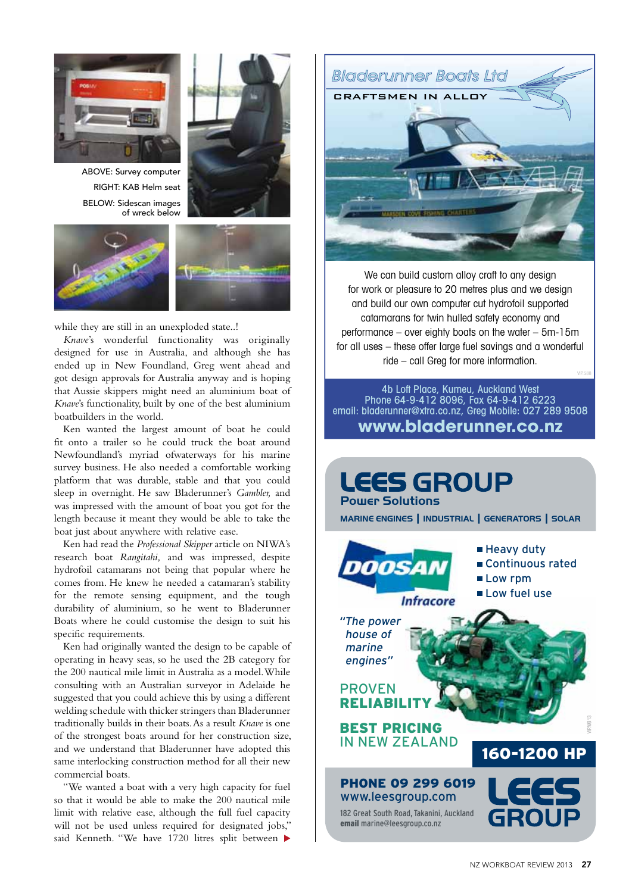ABOVE: Survey computer
RIGHT: KAB Helm seat
BELOW: Sidescan images of wreck below

while they are still in an unexploded state..!

*Knave*'s wonderful functionality was originally designed for use in Australia, and although she has ended up in New Foundland, Greg went ahead and got design approvals for Australia anyway and is hoping that Aussie skippers might need an aluminium boat of *Knave*'s functionality, built by one of the best aluminium boatbuilders in the world.

Ken wanted the largest amount of boat he could fit onto a trailer so he could truck the boat around Newfoundland's myriad ofwaterways for his marine survey business. He also needed a comfortable working platform that was durable, stable and that you could sleep in overnight. He saw Bladerunner's *Gambler,* and was impressed with the amount of boat you got for the length because it meant they would be able to take the boat just about anywhere with relative ease.

Ken had read the *Professional Skipper* article on NIWA's research boat *Rangitahi,* and was impressed, despite hydrofoil catamarans not being that popular where he comes from. He knew he needed a catamaran's stability for the remote sensing equipment, and the tough durability of aluminium, so he went to Bladerunner Boats where he could customise the design to suit his specific requirements.

Ken had originally wanted the design to be capable of operating in heavy seas, so he used the 2B category for the 200 nautical mile limit in Australia as a model. While consulting with an Australian surveyor in Adelaide he suggested that you could achieve this by using a different welding schedule with thicker stringers than Bladerunner traditionally builds in their boats. As a result *Knave* is one of the strongest boats around for her construction size, and we understand that Bladerunner have adopted this same interlocking construction method for all their new commercial boats.

"We wanted a boat with a very high capacity for fuel so that it would be able to make the 200 nautical mile limit with relative ease, although the full fuel capacity will not be used unless required for designated jobs," said Kenneth. "We have 1720 litres split between ▶

---

**Bladerunner Boats Ltd**

CRAFTSMEN IN ALLOY

We can build custom alloy craft to any design for work or pleasure to 20 metres plus and we design and build our own computer cut hydrofoil supported catamarans for twin hulled safety economy and performance – over eighty boats on the water – 5m-15m for all uses – these offer large fuel savings and a wonderful ride – call Greg for more information.

4b Loft Place, Kumeu, Auckland West
Phone 64-9-412 8096, Fax 64-9-412 6223
email: bladerunner@xtra.co.nz, Greg Mobile: 027 289 9508
**www.bladerunner.co.nz**

---

**LEES GROUP**
**Power Solutions**

MARINE ENGINES | INDUSTRIAL | GENERATORS | SOLAR

DOOSAN Infracore

- Heavy duty
- Continuous rated
- Low rpm
- Low fuel use

*"The power house of marine engines"*

PROVEN **RELIABILITY**

**BEST PRICING** IN NEW ZEALAND

**160-1200 HP**

**PHONE 09 299 6019**
www.leesgroup.com
182 Great South Road, Takanini, Auckland
**email** marine@leesgroup.co.nz

**LEES GROUP**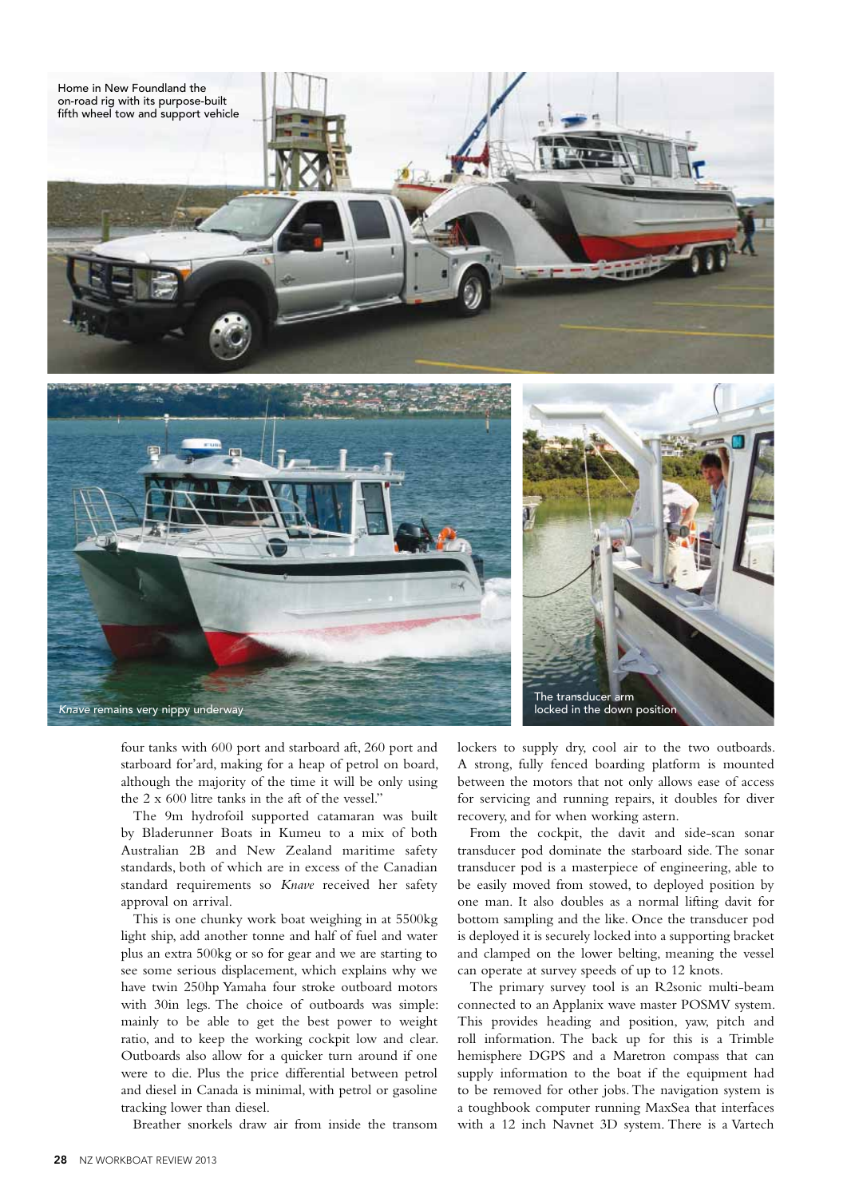Home in New Foundland the on-road rig with its purpose-built fifth wheel tow and support vehicle

*Knave* remains very nippy underway

The transducer arm locked in the down position

four tanks with 600 port and starboard aft, 260 port and starboard for'ard, making for a heap of petrol on board, although the majority of the time it will be only using the 2 x 600 litre tanks in the aft of the vessel."

The 9m hydrofoil supported catamaran was built by Bladerunner Boats in Kumeu to a mix of both Australian 2B and New Zealand maritime safety standards, both of which are in excess of the Canadian standard requirements so *Knave* received her safety approval on arrival.

This is one chunky work boat weighing in at 5500kg light ship, add another tonne and half of fuel and water plus an extra 500kg or so for gear and we are starting to see some serious displacement, which explains why we have twin 250hp Yamaha four stroke outboard motors with 30in legs. The choice of outboards was simple: mainly to be able to get the best power to weight ratio, and to keep the working cockpit low and clear. Outboards also allow for a quicker turn around if one were to die. Plus the price differential between petrol and diesel in Canada is minimal, with petrol or gasoline tracking lower than diesel.

Breather snorkels draw air from inside the transom lockers to supply dry, cool air to the two outboards. A strong, fully fenced boarding platform is mounted between the motors that not only allows ease of access for servicing and running repairs, it doubles for diver recovery, and for when working astern.

From the cockpit, the davit and side-scan sonar transducer pod dominate the starboard side. The sonar transducer pod is a masterpiece of engineering, able to be easily moved from stowed, to deployed position by one man. It also doubles as a normal lifting davit for bottom sampling and the like. Once the transducer pod is deployed it is securely locked into a supporting bracket and clamped on the lower belting, meaning the vessel can operate at survey speeds of up to 12 knots.

The primary survey tool is an R2sonic multi-beam connected to an Applanix wave master POSMV system. This provides heading and position, yaw, pitch and roll information. The back up for this is a Trimble hemisphere DGPS and a Maretron compass that can supply information to the boat if the equipment had to be removed for other jobs. The navigation system is a toughbook computer running MaxSea that interfaces with a 12 inch Navnet 3D system. There is a Vartech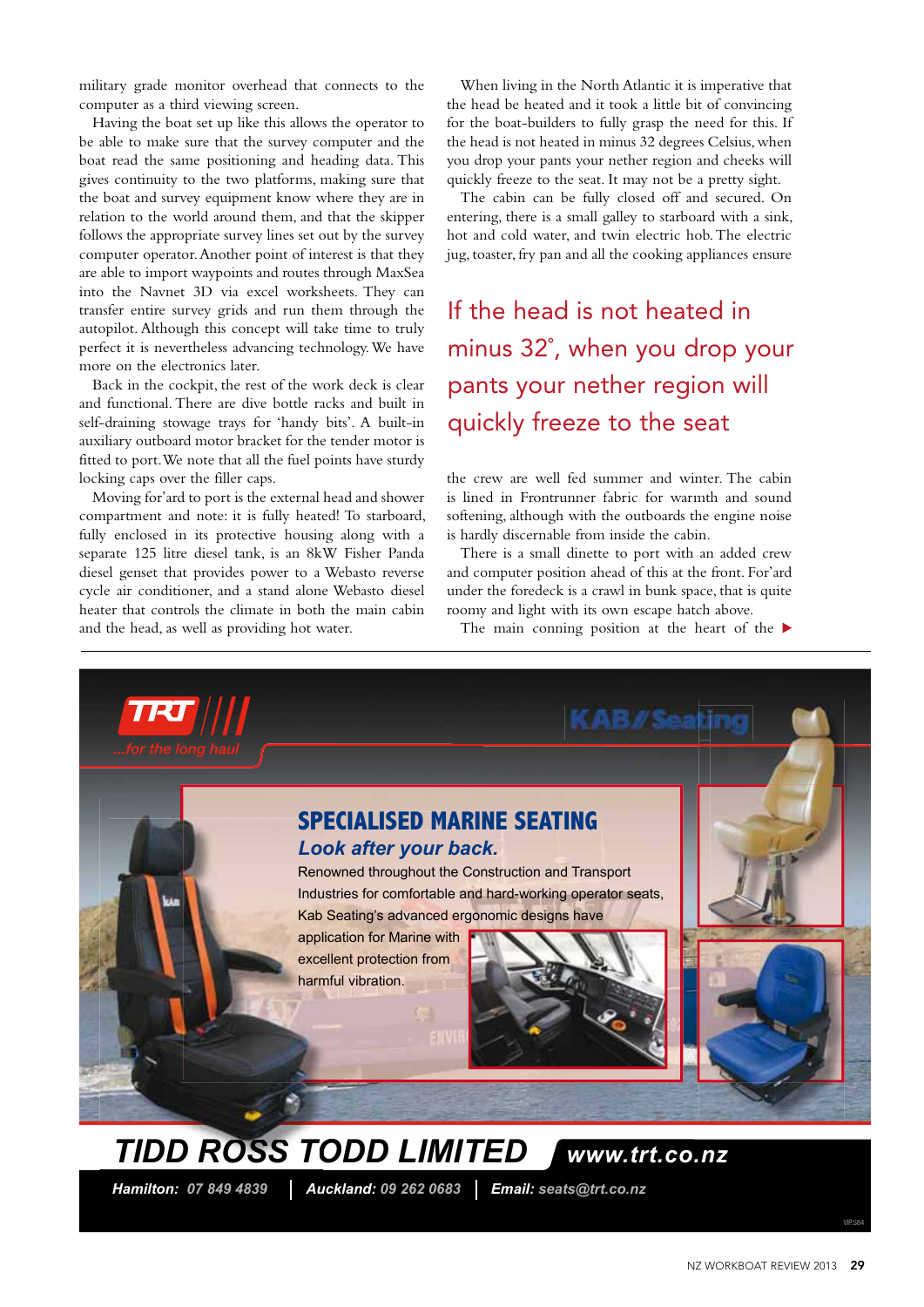military grade monitor overhead that connects to the computer as a third viewing screen.

Having the boat set up like this allows the operator to be able to make sure that the survey computer and the boat read the same positioning and heading data. This gives continuity to the two platforms, making sure that the boat and survey equipment know where they are in relation to the world around them, and that the skipper follows the appropriate survey lines set out by the survey computer operator. Another point of interest is that they are able to import waypoints and routes through MaxSea into the Navnet 3D via excel worksheets. They can transfer entire survey grids and run them through the autopilot. Although this concept will take time to truly perfect it is nevertheless advancing technology. We have more on the electronics later.

Back in the cockpit, the rest of the work deck is clear and functional. There are dive bottle racks and built in self-draining stowage trays for 'handy bits'. A built-in auxiliary outboard motor bracket for the tender motor is fitted to port. We note that all the fuel points have sturdy locking caps over the filler caps.

Moving for'ard to port is the external head and shower compartment and note: it is fully heated! To starboard, fully enclosed in its protective housing along with a separate 125 litre diesel tank, is an 8kW Fisher Panda diesel genset that provides power to a Webasto reverse cycle air conditioner, and a stand alone Webasto diesel heater that controls the climate in both the main cabin and the head, as well as providing hot water.

When living in the North Atlantic it is imperative that the head be heated and it took a little bit of convincing for the boat-builders to fully grasp the need for this. If the head is not heated in minus 32 degrees Celsius, when you drop your pants your nether region and cheeks will quickly freeze to the seat. It may not be a pretty sight.

The cabin can be fully closed off and secured. On entering, there is a small galley to starboard with a sink, hot and cold water, and twin electric hob. The electric jug, toaster, fry pan and all the cooking appliances ensure

> If the head is not heated in minus 32°, when you drop your pants your nether region will quickly freeze to the seat

the crew are well fed summer and winter. The cabin is lined in Frontrunner fabric for warmth and sound softening, although with the outboards the engine noise is hardly discernable from inside the cabin.

There is a small dinette to port with an added crew and computer position ahead of this at the front. For'ard under the foredeck is a crawl in bunk space, that is quite roomy and light with its own escape hatch above.

The main conning position at the heart of the ▶

---

TRT ...for the long haul

KAB Seating

## SPECIALISED MARINE SEATING

*Look after your back.*

Renowned throughout the Construction and Transport Industries for comfortable and hard-working operator seats, Kab Seating's advanced ergonomic designs have application for Marine with excellent protection from harmful vibration.

**TIDD ROSS TODD LIMITED** **www.trt.co.nz**

**Hamilton:** 07 849 4839 | **Auckland:** 09 262 0683 | **Email:** seats@trt.co.nz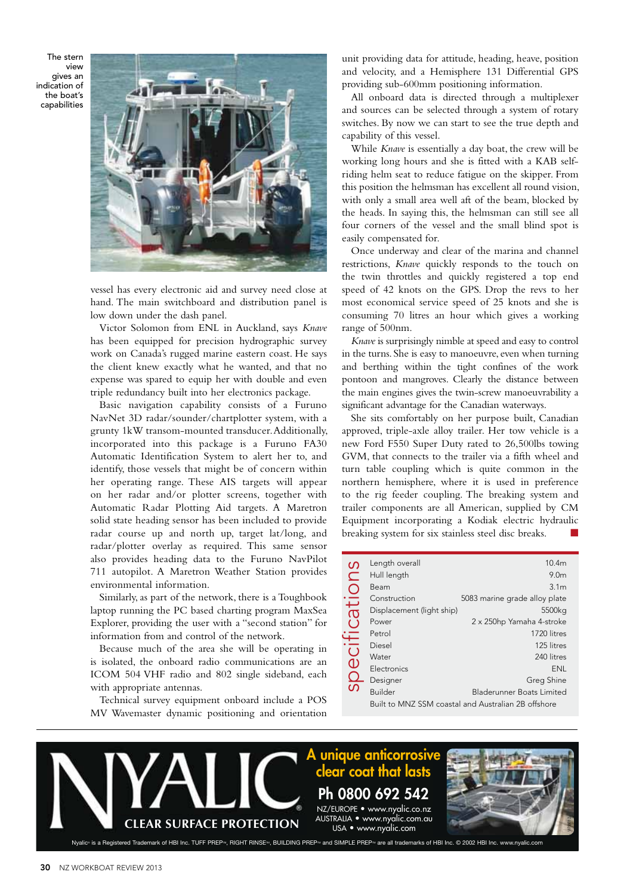The stern view gives an indication of the boat's capabilities

vessel has every electronic aid and survey need close at hand. The main switchboard and distribution panel is low down under the dash panel.

Victor Solomon from ENL in Auckland, says *Knave* has been equipped for precision hydrographic survey work on Canada's rugged marine eastern coast. He says the client knew exactly what he wanted, and that no expense was spared to equip her with double and even triple redundancy built into her electronics package.

Basic navigation capability consists of a Furuno NavNet 3D radar/sounder/chartplotter system, with a grunty 1kW transom-mounted transducer. Additionally, incorporated into this package is a Furuno FA30 Automatic Identification System to alert her to, and identify, those vessels that might be of concern within her operating range. These AIS targets will appear on her radar and/or plotter screens, together with Automatic Radar Plotting Aid targets. A Maretron solid state heading sensor has been included to provide radar course up and north up, target lat/long, and radar/plotter overlay as required. This same sensor also provides heading data to the Furuno NavPilot 711 autopilot. A Maretron Weather Station provides environmental information.

Similarly, as part of the network, there is a Toughbook laptop running the PC based charting program MaxSea Explorer, providing the user with a "second station" for information from and control of the network.

Because much of the area she will be operating in is isolated, the onboard radio communications are an ICOM 504 VHF radio and 802 single sideband, each with appropriate antennas.

Technical survey equipment onboard include a POS MV Wavemaster dynamic positioning and orientation unit providing data for attitude, heading, heave, position and velocity, and a Hemisphere 131 Differential GPS providing sub-600mm positioning information.

All onboard data is directed through a multiplexer and sources can be selected through a system of rotary switches. By now we can start to see the true depth and capability of this vessel.

While *Knave* is essentially a day boat, the crew will be working long hours and she is fitted with a KAB self-riding helm seat to reduce fatigue on the skipper. From this position the helmsman has excellent all round vision, with only a small area well aft of the beam, blocked by the heads. In saying this, the helmsman can still see all four corners of the vessel and the small blind spot is easily compensated for.

Once underway and clear of the marina and channel restrictions, *Knave* quickly responds to the touch on the twin throttles and quickly registered a top end speed of 42 knots on the GPS. Drop the revs to her most economical service speed of 25 knots and she is consuming 70 litres an hour which gives a working range of 500nm.

*Knave* is surprisingly nimble at speed and easy to control in the turns. She is easy to manoeuvre, even when turning and berthing within the tight confines of the work pontoon and mangroves. Clearly the distance between the main engines gives the twin-screw manoeuvrability a significant advantage for the Canadian waterways.

She sits comfortably on her purpose built, Canadian approved, triple-axle alloy trailer. Her tow vehicle is a new Ford F550 Super Duty rated to 26,500lbs towing GVM, that connects to the trailer via a fifth wheel and turn table coupling which is quite common in the northern hemisphere, where it is used in preference to the rig feeder coupling. The breaking system and trailer components are all American, supplied by CM Equipment incorporating a Kodiak electric hydraulic breaking system for six stainless steel disc breaks. ■

## specifications

| | |
|---|---|
| Length overall | 10.4m |
| Hull length | 9.0m |
| Beam | 3.1m |
| Construction | 5083 marine grade alloy plate |
| Displacement (light ship) | 5500kg |
| Power | 2 x 250hp Yamaha 4-stroke |
| Petrol | 1720 litres |
| Diesel | 125 litres |
| Water | 240 litres |
| Electronics | ENL |
| Designer | Greg Shine |
| Builder | Bladerunner Boats Limited |
| Built to MNZ SSM coastal and Australian 2B offshore | |

NYALIC® CLEAR SURFACE PROTECTION

A unique anticorrosive clear coat that lasts

Ph 0800 692 542

NZ/EUROPE • www.nyalic.co.nz
AUSTRALIA • www.nyalic.com.au
USA • www.nyalic.com

Nyalic® is a Registered Trademark of HBI Inc. TUFF PREP™, RIGHT RINSE™, BUILDING PREP™ and SIMPLE PREP™ are all trademarks of HBI Inc. © 2002 HBI Inc. www.nyalic.com